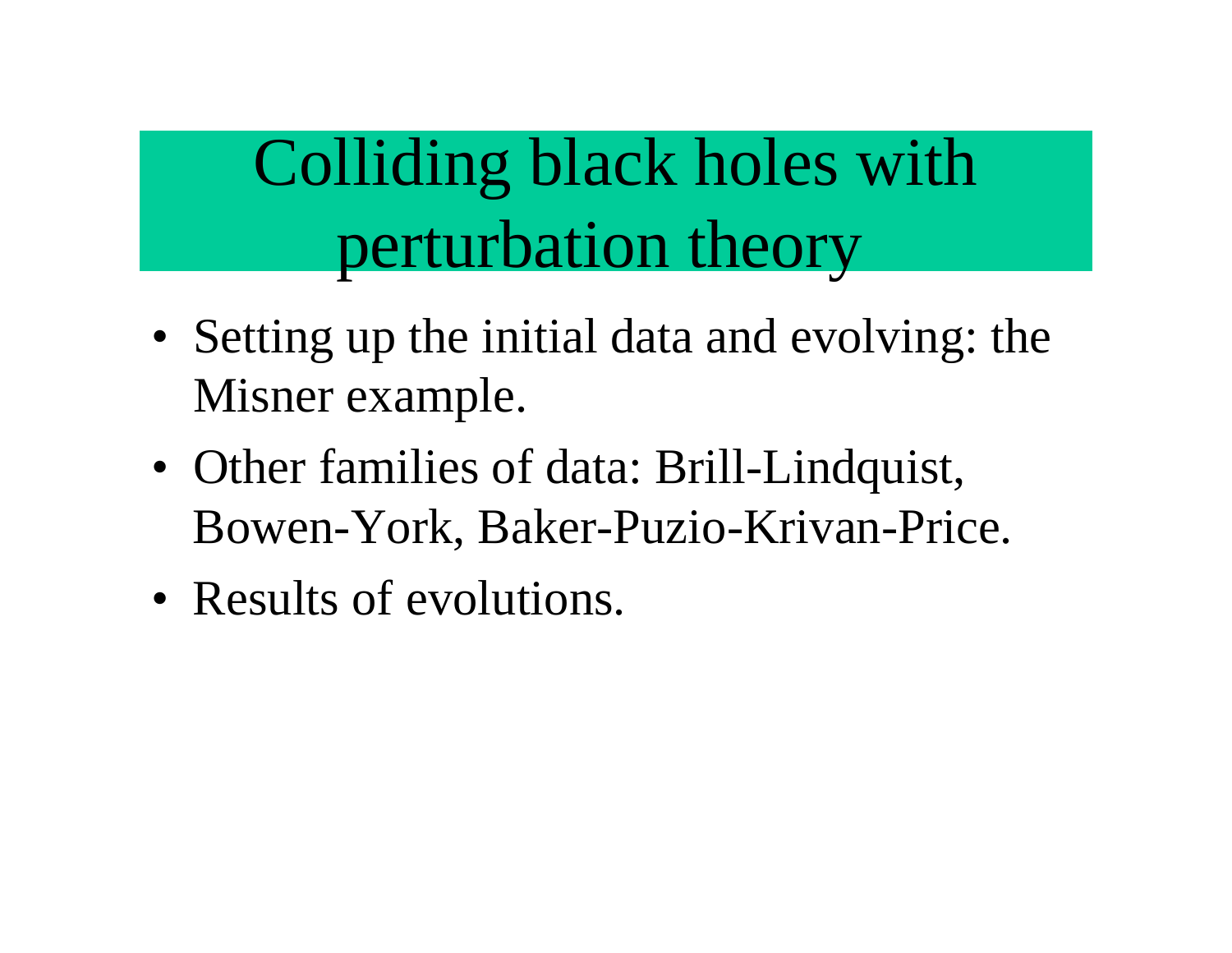# Colliding black holes with perturbation theory

- Setting up the initial data and evolving: the Misner example.
- Other families of data: Brill-Lindquist, Bowen-York, Baker-Puzio-Krivan-Price.
- Results of evolutions.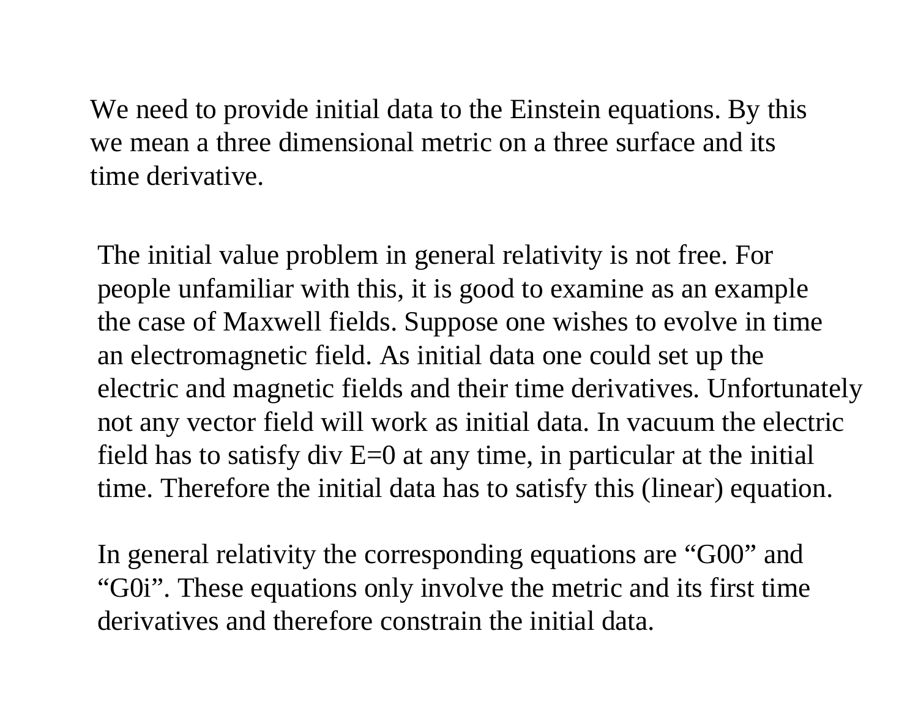We need to provide initial data to the Einstein equations. By this we mean a three dimensional metric on a three surface and its time derivative.

The initial value problem in general relativity is not free. For people unfamiliar with this, it is good to examine as an example the case of Maxwell fields. Suppose one wishes to evolve in time an electromagnetic field. As initial data one could set up the electric and magnetic fields and their time derivatives. Unfortunately not any vector field will work as initial data. In vacuum the electric field has to satisfy div E=0 at any time, in particular at the initial time. Therefore the initial data has to satisfy this (linear) equation.

In general relativity the corresponding equations are "G00" and "G0i". These equations only involve the metric and its first time derivatives and therefore constrain the initial data.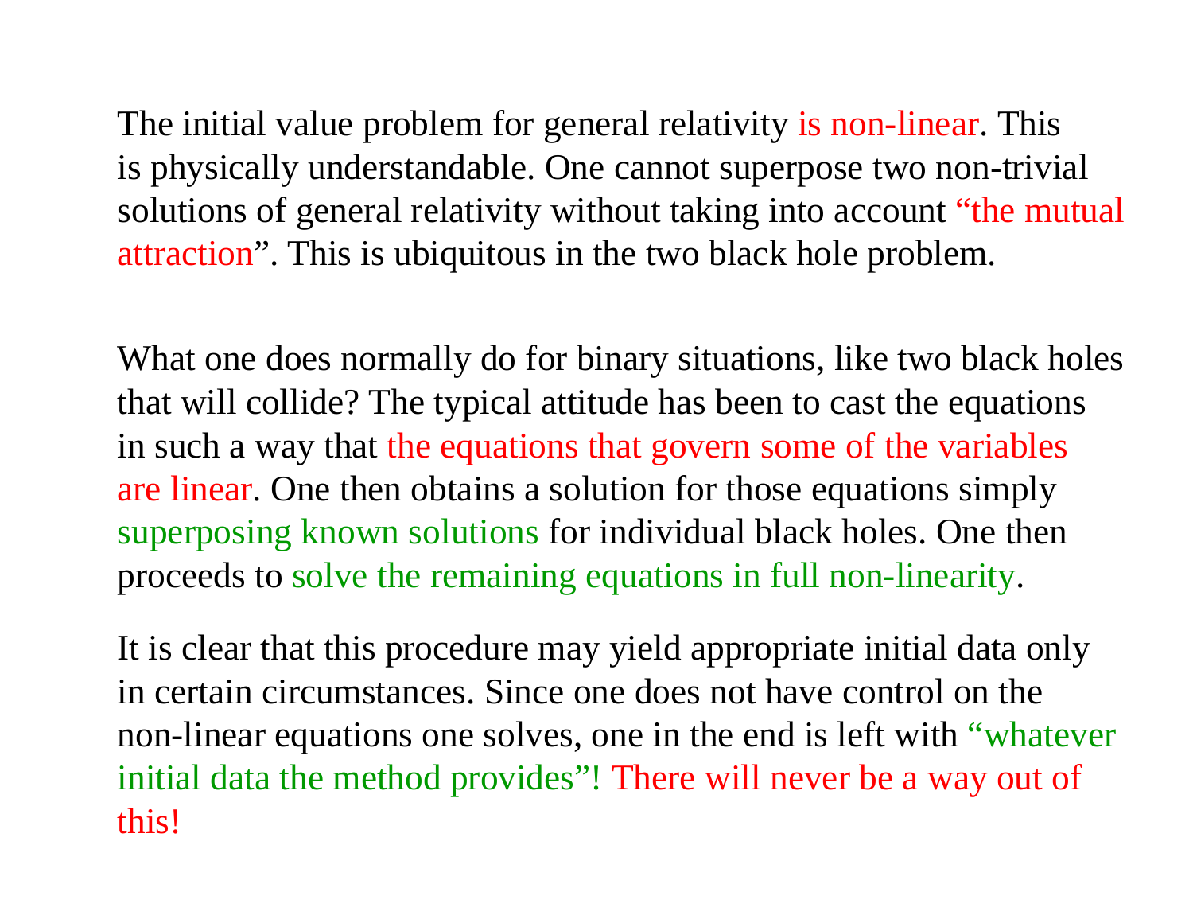The initial value problem for general relativity is non-linear. This is physically understandable. One cannot superpose two non-trivial solutions of general relativity without taking into account "the mutual attraction". This is ubiquitous in the two black hole problem.

What one does normally do for binary situations, like two black holes that will collide? The typical attitude has been to cast the equations in such a way that the equations that govern some of the variables are linear. One then obtains a solution for those equations simply superposing known solutions for individual black holes. One then proceeds to solve the remaining equations in full non-linearity.

It is clear that this procedure may yield appropriate initial data only in certain circumstances. Since one does not have control on the non-linear equations one solves, one in the end is left with "whatever initial data the method provides"! There will never be a way out of this!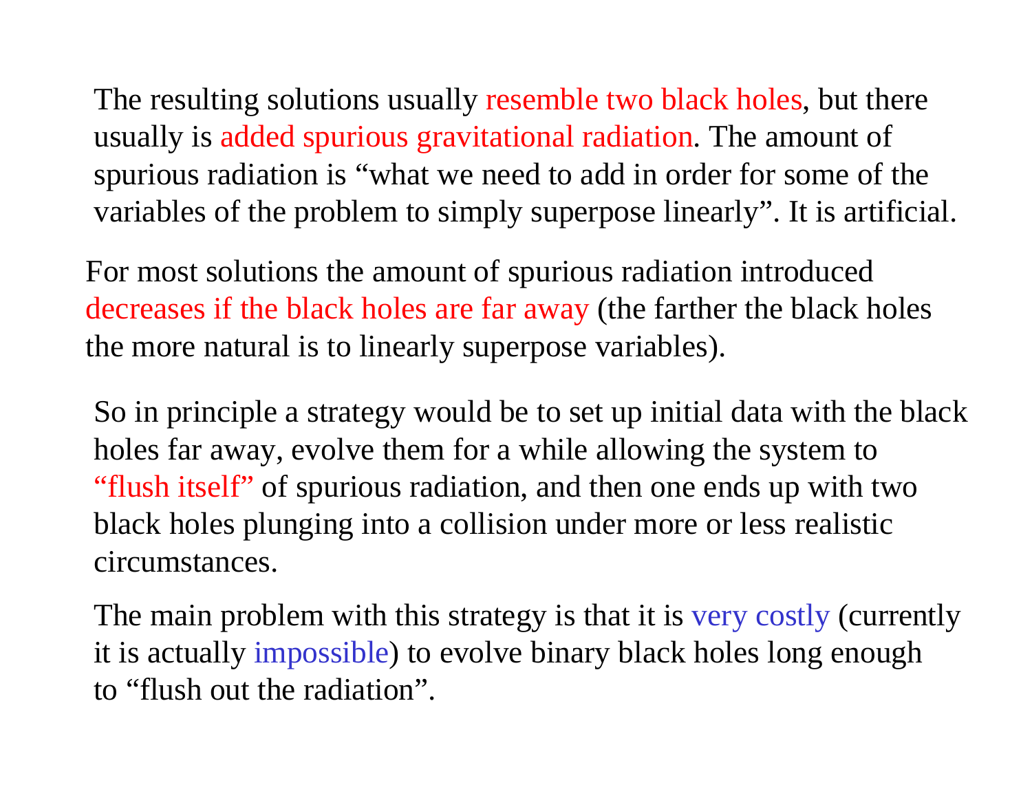The resulting solutions usually resemble two black holes, but there usually is added spurious gravitational radiation. The amount of spurious radiation is "what we need to add in order for some of the variables of the problem to simply superpose linearly". It is artificial.

For most solutions the amount of spurious radiation introduced decreases if the black holes are far away (the farther the black holes the more natural is to linearly superpose variables).

So in principle a strategy would be to set up initial data with the black holes far away, evolve them for a while allowing the system to "flush itself" of spurious radiation, and then one ends up with two black holes plunging into a collision under more or less realistic circumstances.

The main problem with this strategy is that it is very costly (currently it is actually impossible) to evolve binary black holes long enough to "flush out the radiation".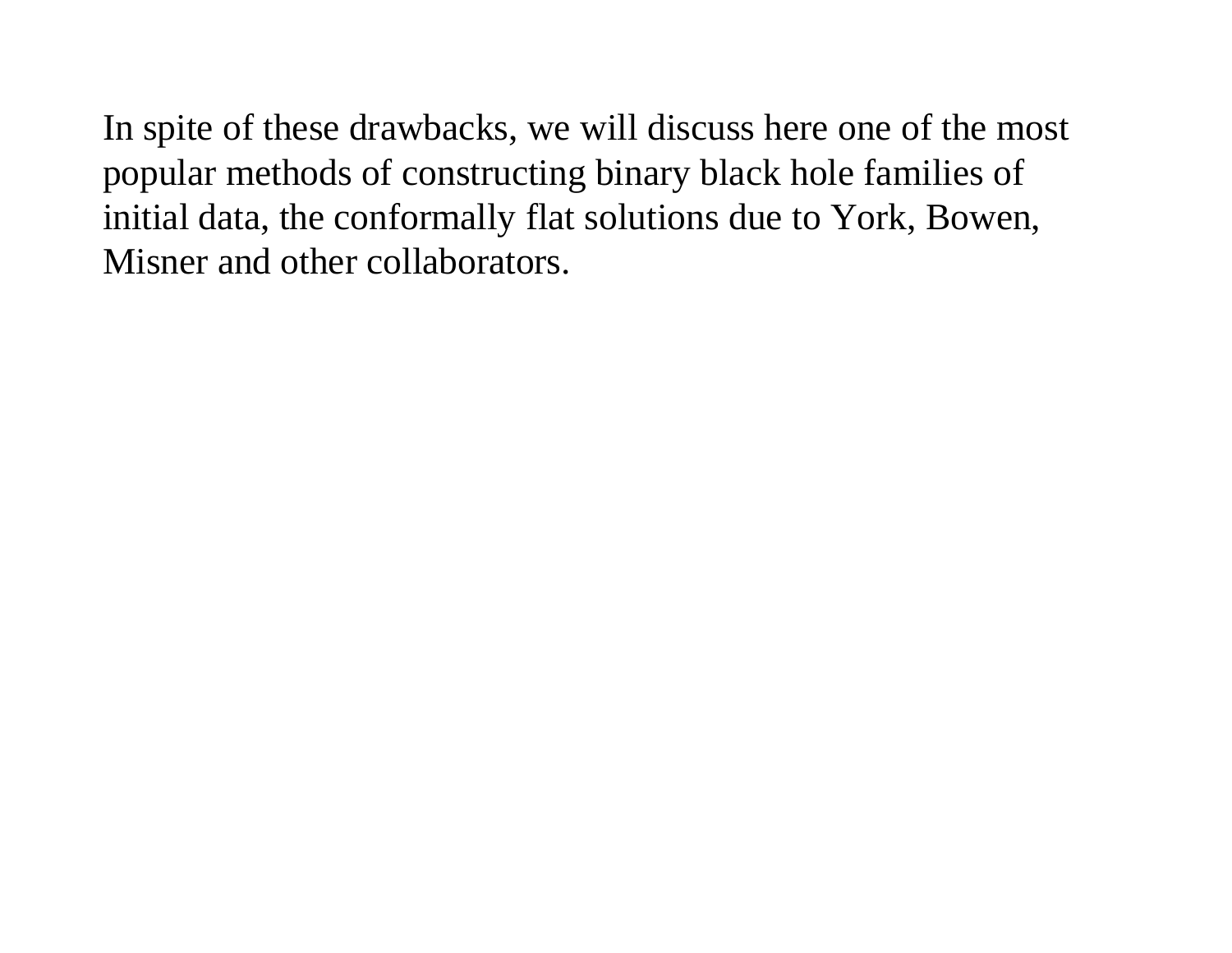In spite of these drawbacks, we will discuss here one of the most popular methods of constructing binary black hole families of initial data, the conformally flat solutions due to York, Bowen, Misner and other collaborators.